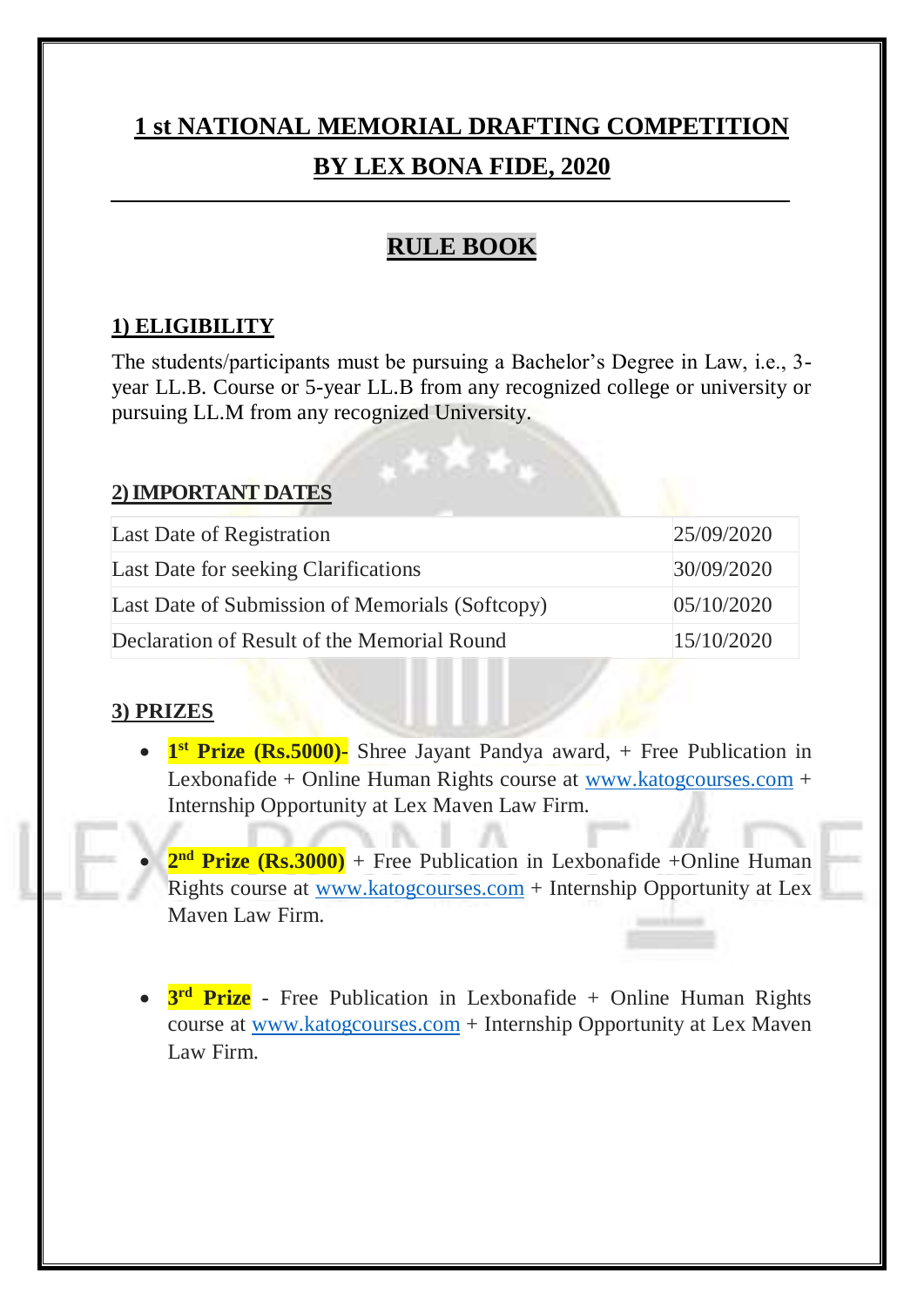# 1 st NATIONAL MEMORIAL DRAFTING COMPETITION BY LEX BONA FIDE, 2020

## RULE BOOK

### 1) ELIGIBILITY

The students/participants must be pursuing a Bachelor's Degree in Law, i.e., 3-year LL.B. Course or 5-year LL.B from any recognized college or university or pursuing LL.M from any recognized University.

### 2) IMPORTANT DATES

| | |
|---|---|
| Last Date of Registration | 25/09/2020 |
| Last Date for seeking Clarifications | 30/09/2020 |
| Last Date of Submission of Memorials (Softcopy) | 05/10/2020 |
| Declaration of Result of the Memorial Round | 15/10/2020 |

### 3) PRIZES

- **1st Prize (Rs.5000)-** Shree Jayant Pandya award, + Free Publication in Lexbonafide + Online Human Rights course at www.katogcourses.com + Internship Opportunity at Lex Maven Law Firm.
- **2nd Prize (Rs.3000)** + Free Publication in Lexbonafide +Online Human Rights course at www.katogcourses.com + Internship Opportunity at Lex Maven Law Firm.
- **3rd Prize** - Free Publication in Lexbonafide + Online Human Rights course at www.katogcourses.com + Internship Opportunity at Lex Maven Law Firm.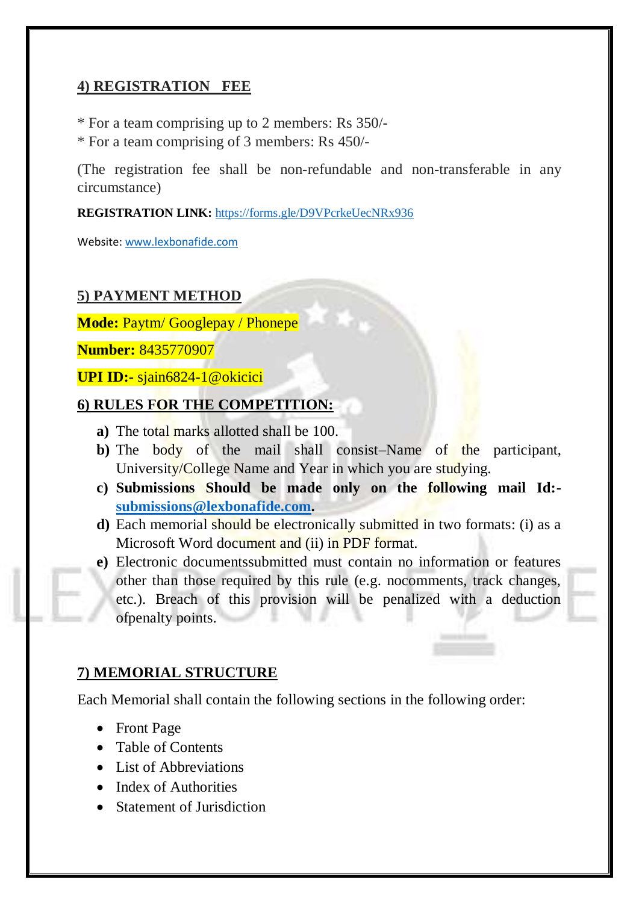## 4) REGISTRATION FEE

* For a team comprising up to 2 members: Rs 350/-
* For a team comprising of 3 members: Rs 450/-

(The registration fee shall be non-refundable and non-transferable in any circumstance)

**REGISTRATION LINK:** https://forms.gle/D9VPcrkeUecNRx936

Website: www.lexbonafide.com

## 5) PAYMENT METHOD

**Mode:** Paytm/ Googlepay / Phonepe

**Number:** 8435770907

**UPI ID:-** sjain6824-1@okicici

## 6) RULES FOR THE COMPETITION:

**a)** The total marks allotted shall be 100.

**b)** The body of the mail shall consist–Name of the participant, University/College Name and Year in which you are studying.

**c)** **Submissions Should be made only on the following mail Id:- submissions@lexbonafide.com.**

**d)** Each memorial should be electronically submitted in two formats: (i) as a Microsoft Word document and (ii) in PDF format.

**e)** Electronic documentssubmitted must contain no information or features other than those required by this rule (e.g. nocomments, track changes, etc.). Breach of this provision will be penalized with a deduction ofpenalty points.

## 7) MEMORIAL STRUCTURE

Each Memorial shall contain the following sections in the following order:

- Front Page
- Table of Contents
- List of Abbreviations
- Index of Authorities
- Statement of Jurisdiction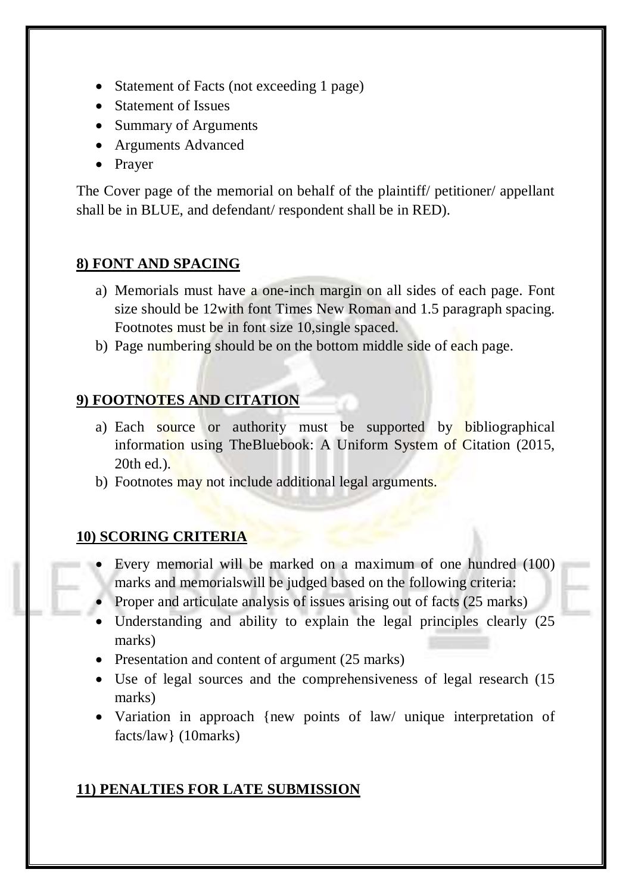- Statement of Facts (not exceeding 1 page)
- Statement of Issues
- Summary of Arguments
- Arguments Advanced
- Prayer

The Cover page of the memorial on behalf of the plaintiff/ petitioner/ appellant shall be in BLUE, and defendant/ respondent shall be in RED).

## 8) FONT AND SPACING

a) Memorials must have a one-inch margin on all sides of each page. Font size should be 12with font Times New Roman and 1.5 paragraph spacing. Footnotes must be in font size 10,single spaced.
b) Page numbering should be on the bottom middle side of each page.

## 9) FOOTNOTES AND CITATION

a) Each source or authority must be supported by bibliographical information using TheBluebook: A Uniform System of Citation (2015, 20th ed.).
b) Footnotes may not include additional legal arguments.

## 10) SCORING CRITERIA

- Every memorial will be marked on a maximum of one hundred (100) marks and memorialswill be judged based on the following criteria:
- Proper and articulate analysis of issues arising out of facts (25 marks)
- Understanding and ability to explain the legal principles clearly (25 marks)
- Presentation and content of argument (25 marks)
- Use of legal sources and the comprehensiveness of legal research (15 marks)
- Variation in approach {new points of law/ unique interpretation of facts/law} (10marks)

## 11) PENALTIES FOR LATE SUBMISSION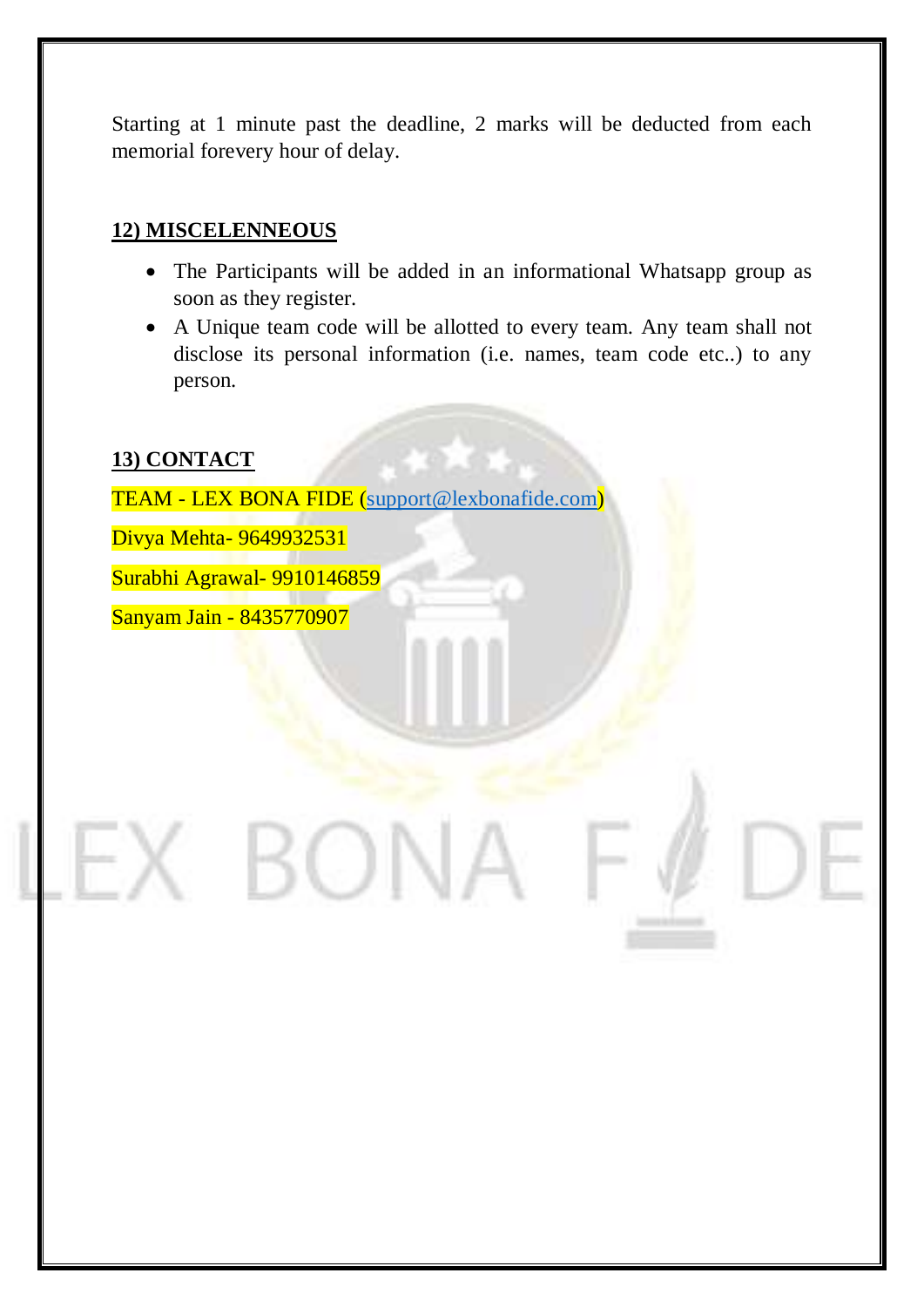Starting at 1 minute past the deadline, 2 marks will be deducted from each memorial forevery hour of delay.

## 12) MISCELENNEOUS

- The Participants will be added in an informational Whatsapp group as soon as they register.
- A Unique team code will be allotted to every team. Any team shall not disclose its personal information (i.e. names, team code etc..) to any person.

## 13) CONTACT

TEAM - LEX BONA FIDE (support@lexbonafide.com)

Divya Mehta- 9649932531

Surabhi Agrawal- 9910146859

Sanyam Jain - 8435770907